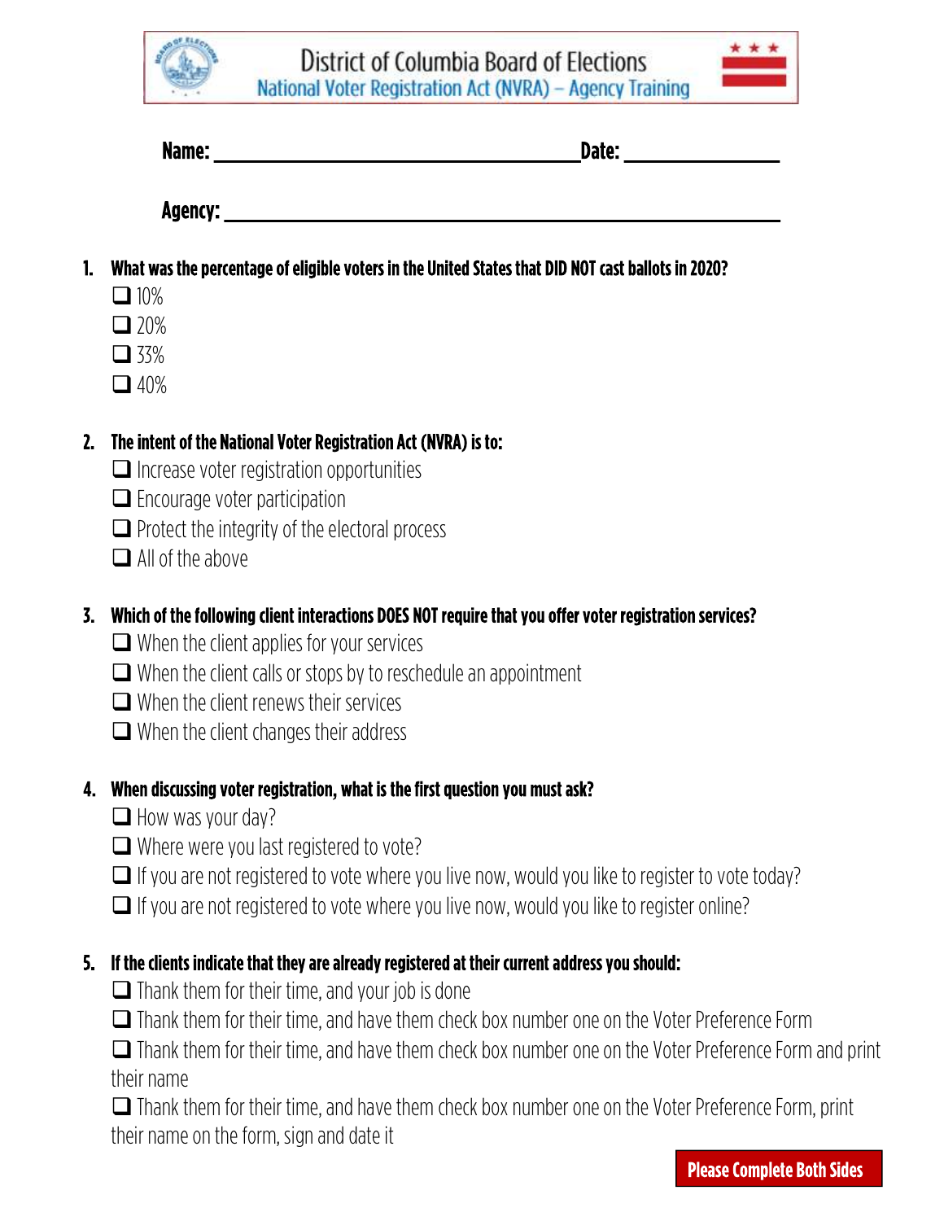# District of Columbia Board of Elections

## National Voter Registration Act (NVRA) – Agency Training

**Name:** ______________________________ **Date:** ______________

**Agency:** ____________________________________________

1. **What was the percentage of eligible voters in the United States that DID NOT cast ballots in 2020?**
   - ☐ 10%
   - ☐ 20%
   - ☐ 33%
   - ☐ 40%

2. **The intent of the National Voter Registration Act (NVRA) is to:**
   - ☐ Increase voter registration opportunities
   - ☐ Encourage voter participation
   - ☐ Protect the integrity of the electoral process
   - ☐ All of the above

3. **Which of the following client interactions DOES NOT require that you offer voter registration services?**
   - ☐ When the client applies for your services
   - ☐ When the client calls or stops by to reschedule an appointment
   - ☐ When the client renews their services
   - ☐ When the client changes their address

4. **When discussing voter registration, what is the first question you must ask?**
   - ☐ How was your day?
   - ☐ Where were you last registered to vote?
   - ☐ If you are not registered to vote where you live now, would you like to register to vote today?
   - ☐ If you are not registered to vote where you live now, would you like to register online?

5. **If the clients indicate that they are already registered at their current address you should:**
   - ☐ Thank them for their time, and your job is done
   - ☐ Thank them for their time, and have them check box number one on the Voter Preference Form
   - ☐ Thank them for their time, and have them check box number one on the Voter Preference Form and print their name
   - ☐ Thank them for their time, and have them check box number one on the Voter Preference Form, print their name on the form, sign and date it

**Please Complete Both Sides**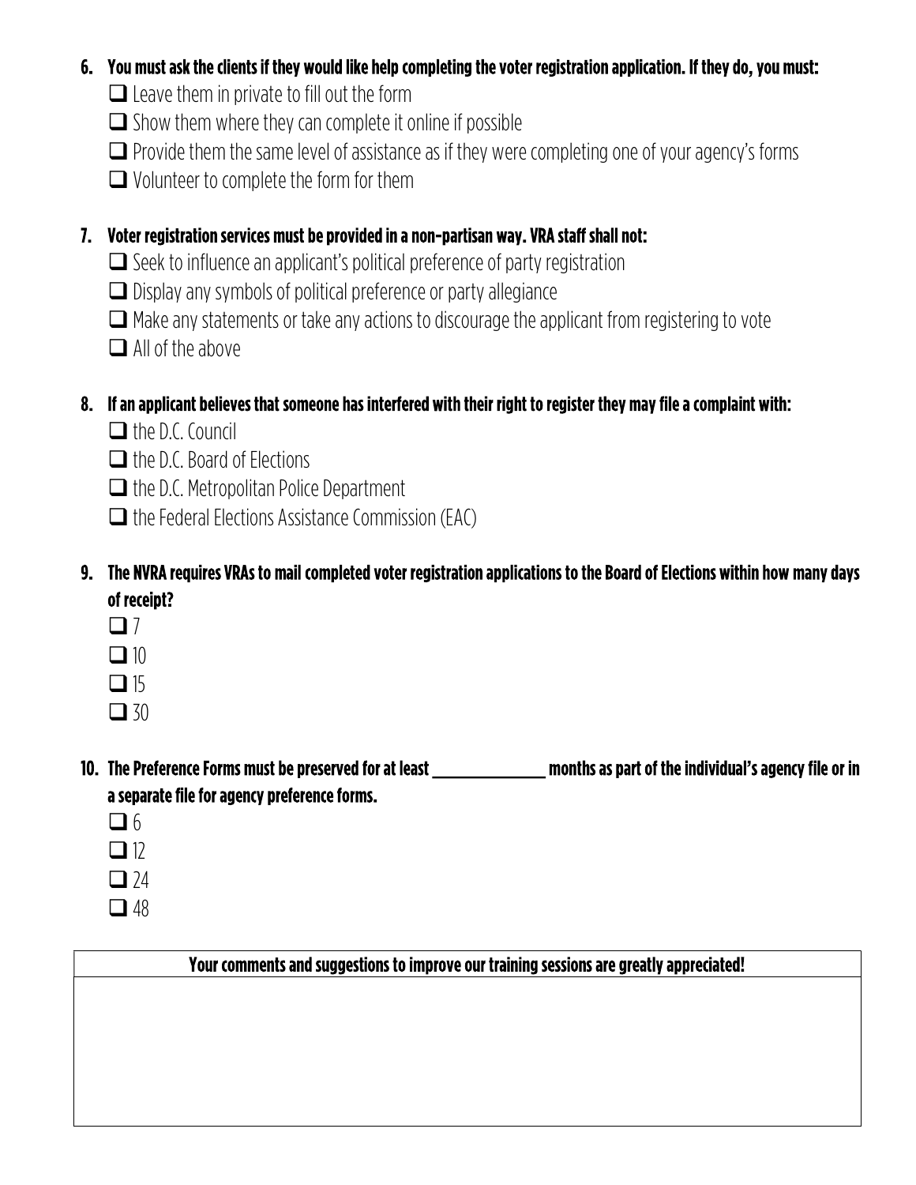**6. You must ask the clients if they would like help completing the voter registration application. If they do, you must:**

- ☐ Leave them in private to fill out the form
- ☐ Show them where they can complete it online if possible
- ☐ Provide them the same level of assistance as if they were completing one of your agency's forms
- ☐ Volunteer to complete the form for them

**7. Voter registration services must be provided in a non-partisan way. VRA staff shall not:**

- ☐ Seek to influence an applicant's political preference of party registration
- ☐ Display any symbols of political preference or party allegiance
- ☐ Make any statements or take any actions to discourage the applicant from registering to vote
- ☐ All of the above

**8. If an applicant believes that someone has interfered with their right to register they may file a complaint with:**

- ☐ the D.C. Council
- ☐ the D.C. Board of Elections
- ☐ the D.C. Metropolitan Police Department
- ☐ the Federal Elections Assistance Commission (EAC)

**9. The NVRA requires VRAs to mail completed voter registration applications to the Board of Elections within how many days of receipt?**

- ☐ 7
- ☐ 10
- ☐ 15
- ☐ 30

**10. The Preference Forms must be preserved for at least \_\_\_\_\_\_\_\_\_\_\_\_\_\_ months as part of the individual's agency file or in a separate file for agency preference forms.**

- ☐ 6
- ☐ 12
- ☐ 24
- ☐ 48

| Your comments and suggestions to improve our training sessions are greatly appreciated! |
| --- |
| |